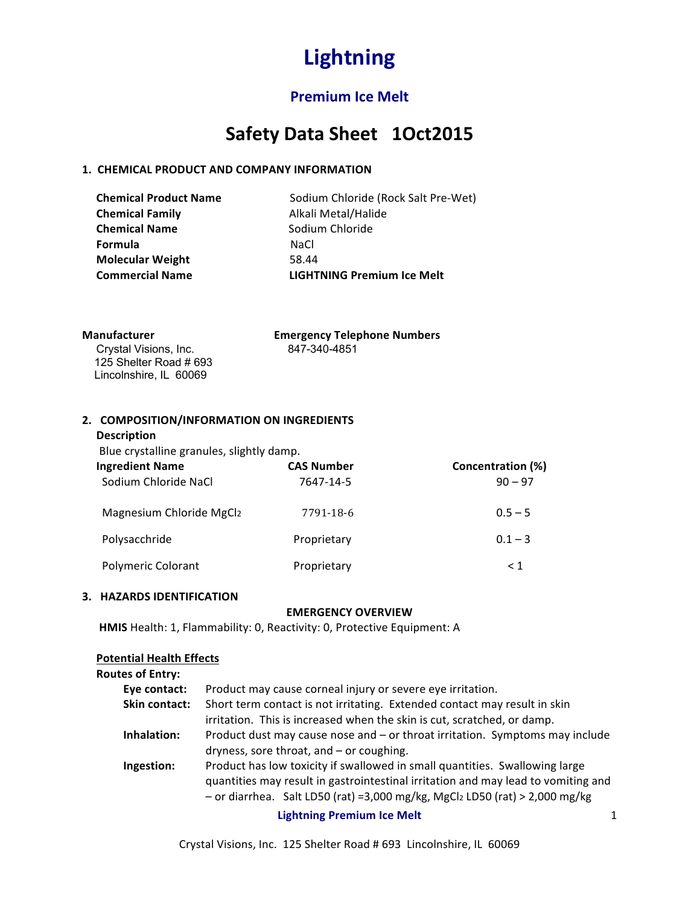# Lightning

## Premium Ice Melt

# Safety Data Sheet 1Oct2015

### 1. CHEMICAL PRODUCT AND COMPANY INFORMATION

| | |
|---|---|
| **Chemical Product Name** | Sodium Chloride (Rock Salt Pre-Wet) |
| **Chemical Family** | Alkali Metal/Halide |
| **Chemical Name** | Sodium Chloride |
| **Formula** | NaCl |
| **Molecular Weight** | 58.44 |
| **Commercial Name** | **LIGHTNING Premium Ice Melt** |

**Manufacturer**
Crystal Visions, Inc.
125 Shelter Road # 693
Lincolnshire, IL 60069

**Emergency Telephone Numbers**
847-340-4851

### 2. COMPOSITION/INFORMATION ON INGREDIENTS

**Description**

Blue crystalline granules, slightly damp.

| Ingredient Name | CAS Number | Concentration (%) |
|---|---|---|
| Sodium Chloride NaCl | 7647-14-5 | 90 – 97 |
| Magnesium Chloride $MgCl_2$ | 7791-18-6 | 0.5 – 5 |
| Polysacchride | Proprietary | 0.1 – 3 |
| Polymeric Colorant | Proprietary | < 1 |

### 3. HAZARDS IDENTIFICATION

**EMERGENCY OVERVIEW**

**HMIS** Health: 1, Flammability: 0, Reactivity: 0, Protective Equipment: A

**Potential Health Effects**

**Routes of Entry:**

- **Eye contact:** Product may cause corneal injury or severe eye irritation.
- **Skin contact:** Short term contact is not irritating. Extended contact may result in skin irritation. This is increased when the skin is cut, scratched, or damp.
- **Inhalation:** Product dust may cause nose and – or throat irritation. Symptoms may include dryness, sore throat, and – or coughing.
- **Ingestion:** Product has low toxicity if swallowed in small quantities. Swallowing large quantities may result in gastrointestinal irritation and may lead to vomiting and – or diarrhea. Salt LD50 (rat) =3,000 mg/kg, $MgCl_2$ LD50 (rat) > 2,000 mg/kg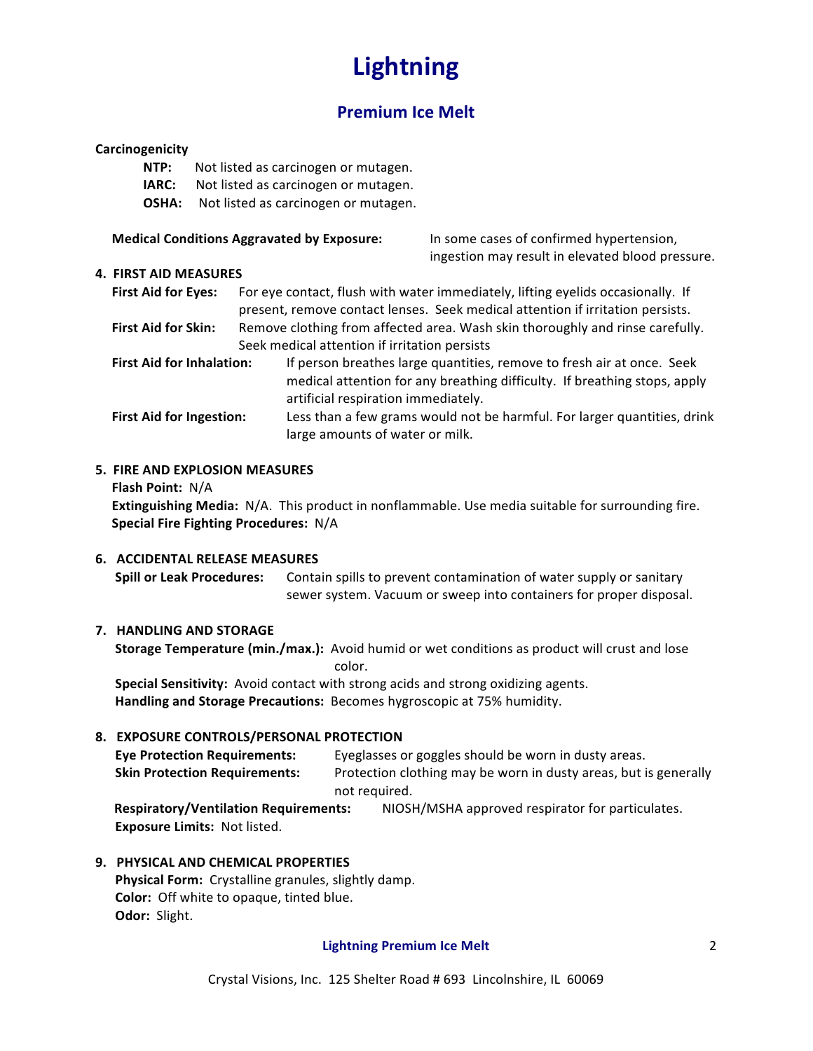# Lightning

## Premium Ice Melt

**Carcinogenicity**

- **NTP:** Not listed as carcinogen or mutagen.
- **IARC:** Not listed as carcinogen or mutagen.
- **OSHA:** Not listed as carcinogen or mutagen.

**Medical Conditions Aggravated by Exposure:** In some cases of confirmed hypertension, ingestion may result in elevated blood pressure.

### 4. FIRST AID MEASURES

**First Aid for Eyes:** For eye contact, flush with water immediately, lifting eyelids occasionally. If present, remove contact lenses. Seek medical attention if irritation persists.

**First Aid for Skin:** Remove clothing from affected area. Wash skin thoroughly and rinse carefully. Seek medical attention if irritation persists

**First Aid for Inhalation:** If person breathes large quantities, remove to fresh air at once. Seek medical attention for any breathing difficulty. If breathing stops, apply artificial respiration immediately.

**First Aid for Ingestion:** Less than a few grams would not be harmful. For larger quantities, drink large amounts of water or milk.

### 5. FIRE AND EXPLOSION MEASURES

**Flash Point:** N/A

**Extinguishing Media:** N/A. This product in nonflammable. Use media suitable for surrounding fire.

**Special Fire Fighting Procedures:** N/A

### 6. ACCIDENTAL RELEASE MEASURES

**Spill or Leak Procedures:** Contain spills to prevent contamination of water supply or sanitary sewer system. Vacuum or sweep into containers for proper disposal.

### 7. HANDLING AND STORAGE

**Storage Temperature (min./max.):** Avoid humid or wet conditions as product will crust and lose color.

**Special Sensitivity:** Avoid contact with strong acids and strong oxidizing agents.

**Handling and Storage Precautions:** Becomes hygroscopic at 75% humidity.

### 8. EXPOSURE CONTROLS/PERSONAL PROTECTION

**Eye Protection Requirements:** Eyeglasses or goggles should be worn in dusty areas.

**Skin Protection Requirements:** Protection clothing may be worn in dusty areas, but is generally not required.

**Respiratory/Ventilation Requirements:** NIOSH/MSHA approved respirator for particulates.

**Exposure Limits:** Not listed.

### 9. PHYSICAL AND CHEMICAL PROPERTIES

**Physical Form:** Crystalline granules, slightly damp.

**Color:** Off white to opaque, tinted blue.

**Odor:** Slight.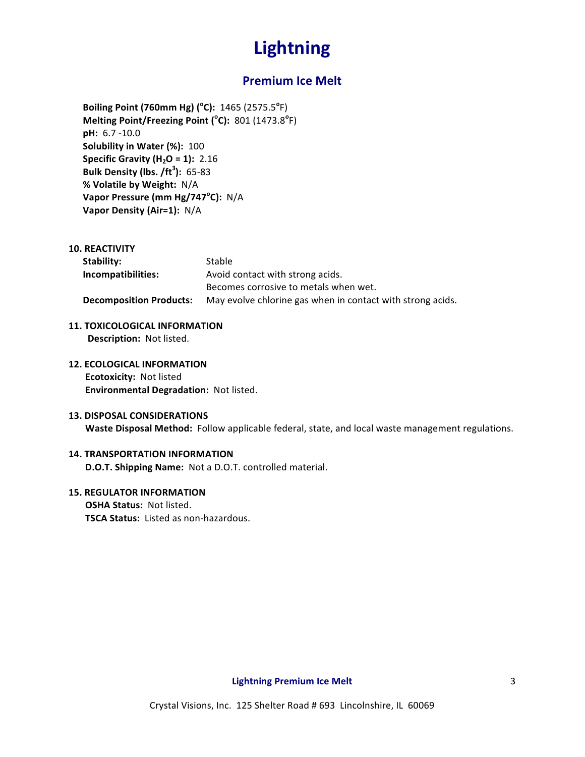# Lightning

## Premium Ice Melt

**Boiling Point (760mm Hg) (°C):** 1465 (2575.5°F)
**Melting Point/Freezing Point (°C):** 801 (1473.8°F)
**pH:** 6.7 -10.0
**Solubility in Water (%):** 100
**Specific Gravity ($H_2O$ = 1):** 2.16
**Bulk Density (lbs. /$ft^3$):** 65-83
**% Volatile by Weight:** N/A
**Vapor Pressure (mm Hg/747°C):** N/A
**Vapor Density (Air=1):** N/A

### 10. REACTIVITY

**Stability:** Stable
**Incompatibilities:** Avoid contact with strong acids.
Becomes corrosive to metals when wet.
**Decomposition Products:** May evolve chlorine gas when in contact with strong acids.

### 11. TOXICOLOGICAL INFORMATION

**Description:** Not listed.

### 12. ECOLOGICAL INFORMATION

**Ecotoxicity:** Not listed
**Environmental Degradation:** Not listed.

### 13. DISPOSAL CONSIDERATIONS

**Waste Disposal Method:** Follow applicable federal, state, and local waste management regulations.

### 14. TRANSPORTATION INFORMATION

**D.O.T. Shipping Name:** Not a D.O.T. controlled material.

### 15. REGULATOR INFORMATION

**OSHA Status:** Not listed.
**TSCA Status:** Listed as non-hazardous.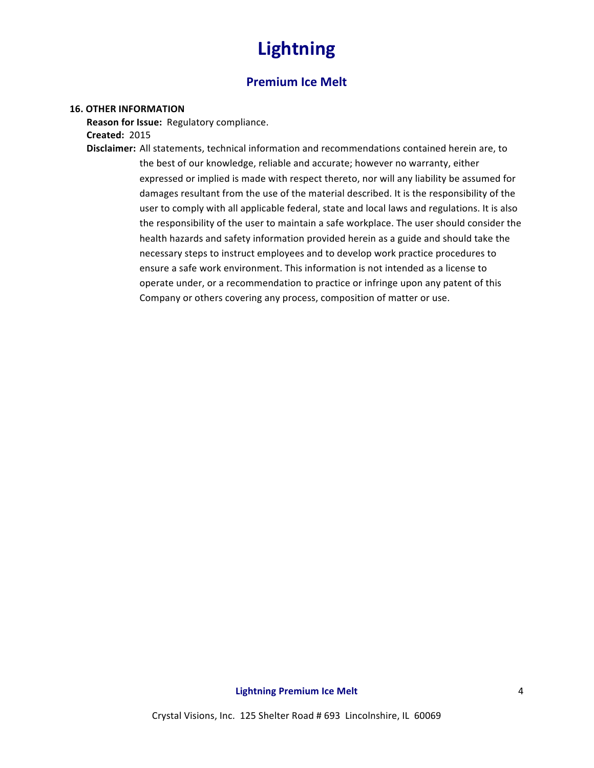## 16. OTHER INFORMATION

**Reason for Issue:** Regulatory compliance.

**Created:** 2015

**Disclaimer:** All statements, technical information and recommendations contained herein are, to the best of our knowledge, reliable and accurate; however no warranty, either expressed or implied is made with respect thereto, nor will any liability be assumed for damages resultant from the use of the material described. It is the responsibility of the user to comply with all applicable federal, state and local laws and regulations. It is also the responsibility of the user to maintain a safe workplace. The user should consider the health hazards and safety information provided herein as a guide and should take the necessary steps to instruct employees and to develop work practice procedures to ensure a safe work environment. This information is not intended as a license to operate under, or a recommendation to practice or infringe upon any patent of this Company or others covering any process, composition of matter or use.